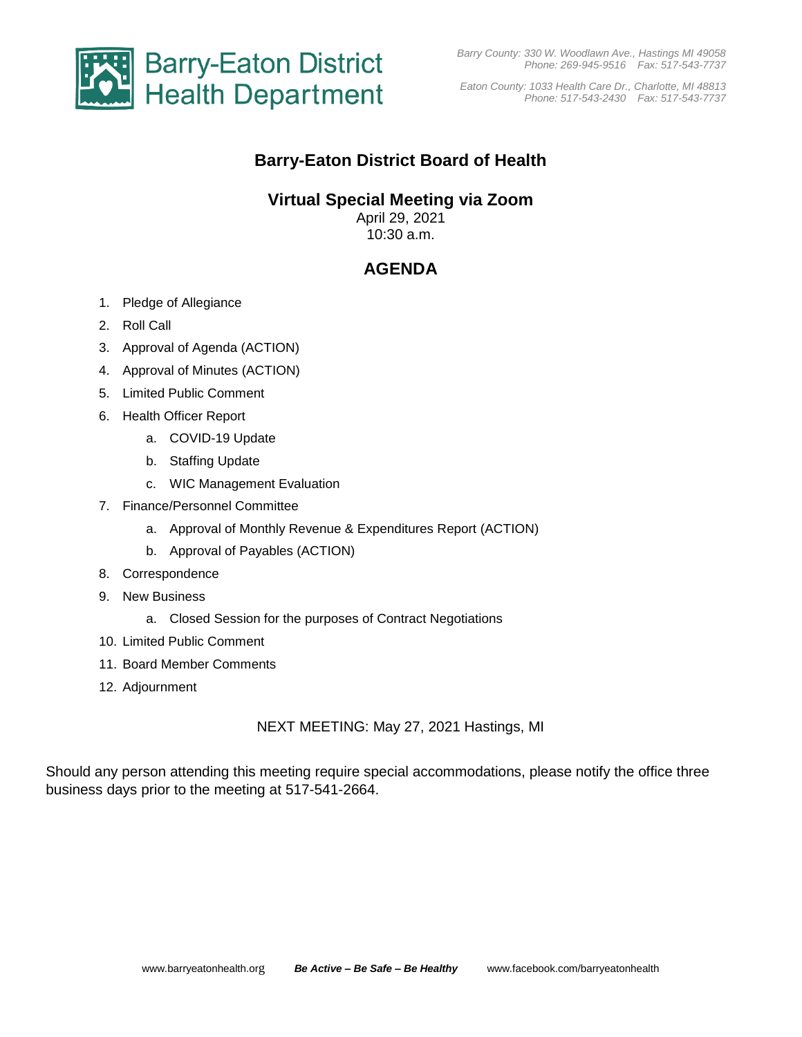Barry-Eaton District Health Department

*Barry County: 330 W. Woodlawn Ave., Hastings MI 49058*
*Phone: 269-945-9516 Fax: 517-543-7737*

*Eaton County: 1033 Health Care Dr., Charlotte, MI 48813*
*Phone: 517-543-2430 Fax: 517-543-7737*

# Barry-Eaton District Board of Health

## Virtual Special Meeting via Zoom

April 29, 2021
10:30 a.m.

## AGENDA

1. Pledge of Allegiance
2. Roll Call
3. Approval of Agenda (ACTION)
4. Approval of Minutes (ACTION)
5. Limited Public Comment
6. Health Officer Report
    a. COVID-19 Update
    b. Staffing Update
    c. WIC Management Evaluation
7. Finance/Personnel Committee
    a. Approval of Monthly Revenue & Expenditures Report (ACTION)
    b. Approval of Payables (ACTION)
8. Correspondence
9. New Business
    a. Closed Session for the purposes of Contract Negotiations
10. Limited Public Comment
11. Board Member Comments
12. Adjournment

NEXT MEETING: May 27, 2021 Hastings, MI

Should any person attending this meeting require special accommodations, please notify the office three business days prior to the meeting at 517-541-2664.

www.barryeatonhealth.org ***Be Active – Be Safe – Be Healthy*** www.facebook.com/barryeatonhealth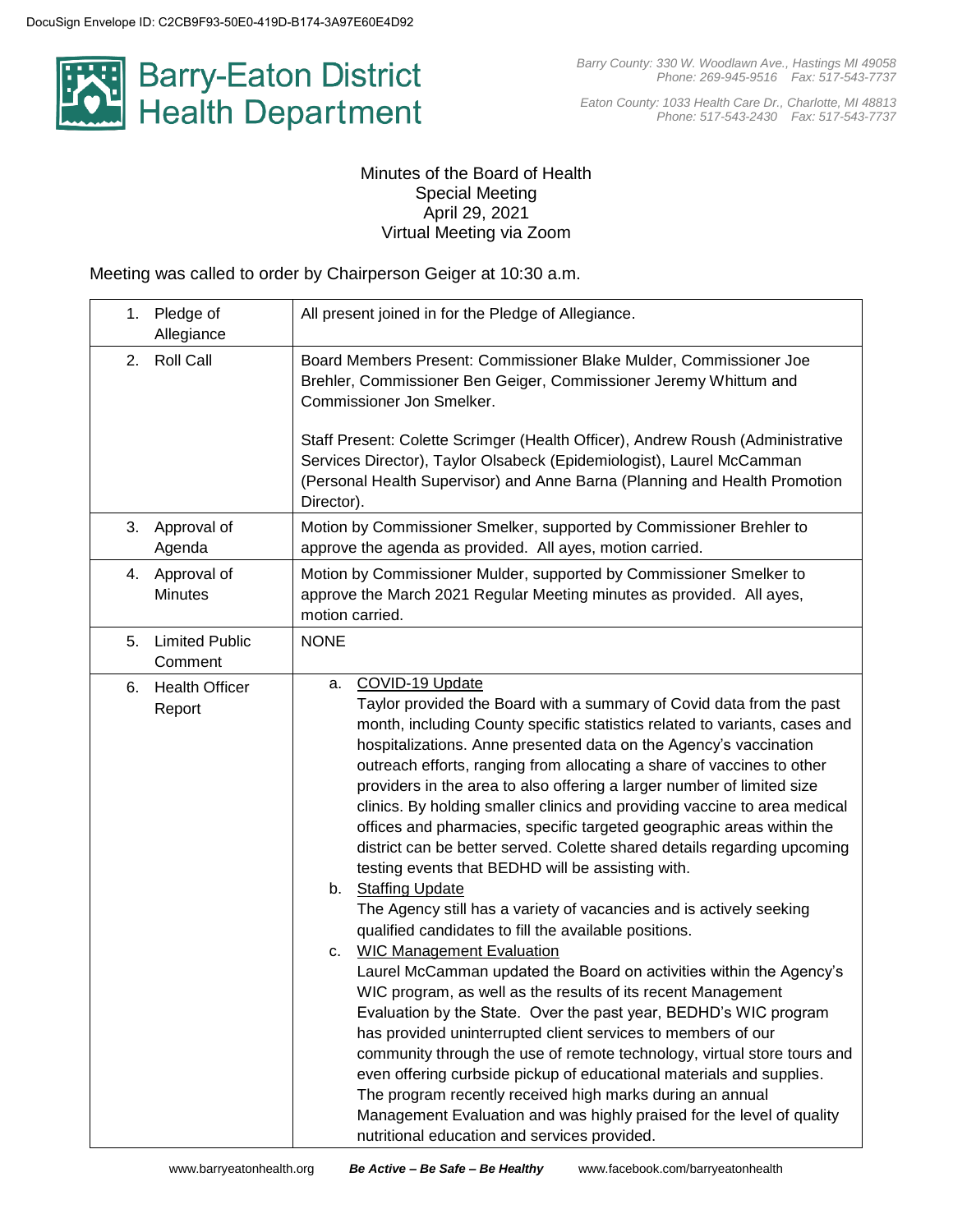DocuSign Envelope ID: C2CB9F93-50E0-419D-B174-3A97E60E4D92

# Barry-Eaton District Health Department

*Barry County: 330 W. Woodlawn Ave., Hastings MI 49058*
*Phone: 269-945-9516 Fax: 517-543-7737*

*Eaton County: 1033 Health Care Dr., Charlotte, MI 48813*
*Phone: 517-543-2430 Fax: 517-543-7737*

Minutes of the Board of Health
Special Meeting
April 29, 2021
Virtual Meeting via Zoom

Meeting was called to order by Chairperson Geiger at 10:30 a.m.

| | |
|---|---|
| 1. Pledge of Allegiance | All present joined in for the Pledge of Allegiance. |
| 2. Roll Call | Board Members Present: Commissioner Blake Mulder, Commissioner Joe Brehler, Commissioner Ben Geiger, Commissioner Jeremy Whittum and Commissioner Jon Smelker.<br><br>Staff Present: Colette Scrimger (Health Officer), Andrew Roush (Administrative Services Director), Taylor Olsabeck (Epidemiologist), Laurel McCamman (Personal Health Supervisor) and Anne Barna (Planning and Health Promotion Director). |
| 3. Approval of Agenda | Motion by Commissioner Smelker, supported by Commissioner Brehler to approve the agenda as provided. All ayes, motion carried. |
| 4. Approval of Minutes | Motion by Commissioner Mulder, supported by Commissioner Smelker to approve the March 2021 Regular Meeting minutes as provided. All ayes, motion carried. |
| 5. Limited Public Comment | NONE |
| 6. Health Officer Report | a. COVID-19 Update<br>Taylor provided the Board with a summary of Covid data from the past month, including County specific statistics related to variants, cases and hospitalizations. Anne presented data on the Agency's vaccination outreach efforts, ranging from allocating a share of vaccines to other providers in the area to also offering a larger number of limited size clinics. By holding smaller clinics and providing vaccine to area medical offices and pharmacies, specific targeted geographic areas within the district can be better served. Colette shared details regarding upcoming testing events that BEDHD will be assisting with.<br>b. Staffing Update<br>The Agency still has a variety of vacancies and is actively seeking qualified candidates to fill the available positions.<br>c. WIC Management Evaluation<br>Laurel McCamman updated the Board on activities within the Agency's WIC program, as well as the results of its recent Management Evaluation by the State. Over the past year, BEDHD's WIC program has provided uninterrupted client services to members of our community through the use of remote technology, virtual store tours and even offering curbside pickup of educational materials and supplies. The program recently received high marks during an annual Management Evaluation and was highly praised for the level of quality nutritional education and services provided. |

www.barryeatonhealth.org ***Be Active – Be Safe – Be Healthy*** www.facebook.com/barryeatonhealth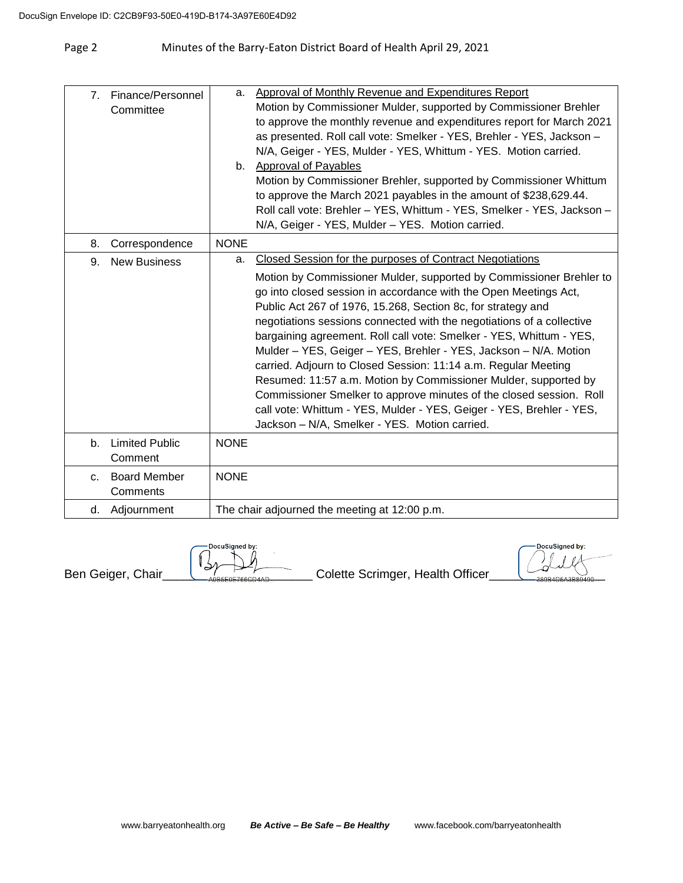| | |
|---|---|
| 7. Finance/Personnel Committee | a. Approval of Monthly Revenue and Expenditures Report<br>Motion by Commissioner Mulder, supported by Commissioner Brehler to approve the monthly revenue and expenditures report for March 2021 as presented. Roll call vote: Smelker - YES, Brehler - YES, Jackson – N/A, Geiger - YES, Mulder - YES, Whittum - YES. Motion carried.<br>b. Approval of Payables<br>Motion by Commissioner Brehler, supported by Commissioner Whittum to approve the March 2021 payables in the amount of $238,629.44. Roll call vote: Brehler – YES, Whittum - YES, Smelker - YES, Jackson – N/A, Geiger - YES, Mulder – YES. Motion carried. |
| 8. Correspondence | NONE |
| 9. New Business | a. Closed Session for the purposes of Contract Negotiations<br>Motion by Commissioner Mulder, supported by Commissioner Brehler to go into closed session in accordance with the Open Meetings Act, Public Act 267 of 1976, 15.268, Section 8c, for strategy and negotiations sessions connected with the negotiations of a collective bargaining agreement. Roll call vote: Smelker - YES, Whittum - YES, Mulder – YES, Geiger – YES, Brehler - YES, Jackson – N/A. Motion carried. Adjourn to Closed Session: 11:14 a.m. Regular Meeting Resumed: 11:57 a.m. Motion by Commissioner Mulder, supported by Commissioner Smelker to approve minutes of the closed session. Roll call vote: Whittum - YES, Mulder - YES, Geiger - YES, Brehler - YES, Jackson – N/A, Smelker - YES. Motion carried. |
| b. Limited Public Comment | NONE |
| c. Board Member Comments | NONE |
| d. Adjournment | The chair adjourned the meeting at 12:00 p.m. |

Ben Geiger, Chair \_\_\_\_\_\_\_\_\_\_\_\_\_\_\_\_ Colette Scrimger, Health Officer \_\_\_\_\_\_\_\_\_\_\_\_\_\_\_\_

www.barryeatonhealth.org ***Be Active – Be Safe – Be Healthy*** www.facebook.com/barryeatonhealth